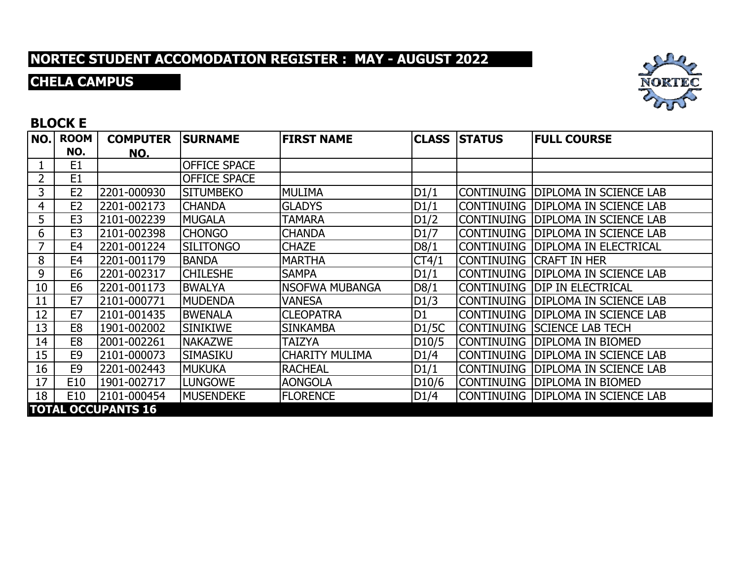# NORTEC STUDENT ACCOMODATION REGISTER : MAY - AUGUST 2022

## CHELA CAMPUS

### BLOCK E

| NO. | ROOM NO. | COMPUTER NO. | SURNAME | FIRST NAME | CLASS | STATUS | FULL COURSE |
|---|---|---|---|---|---|---|---|
| 1 | E1 | | OFFICE SPACE | | | | |
| 2 | E1 | | OFFICE SPACE | | | | |
| 3 | E2 | 2201-000930 | SITUMBEKO | MULIMA | D1/1 | CONTINUING | DIPLOMA IN SCIENCE LAB |
| 4 | E2 | 2201-002173 | CHANDA | GLADYS | D1/1 | CONTINUING | DIPLOMA IN SCIENCE LAB |
| 5 | E3 | 2101-002239 | MUGALA | TAMARA | D1/2 | CONTINUING | DIPLOMA IN SCIENCE LAB |
| 6 | E3 | 2101-002398 | CHONGO | CHANDA | D1/7 | CONTINUING | DIPLOMA IN SCIENCE LAB |
| 7 | E4 | 2201-001224 | SILITONGO | CHAZE | D8/1 | CONTINUING | DIPLOMA IN ELECTRICAL |
| 8 | E4 | 2201-001179 | BANDA | MARTHA | CT4/1 | CONTINUING | CRAFT IN HER |
| 9 | E6 | 2201-002317 | CHILESHE | SAMPA | D1/1 | CONTINUING | DIPLOMA IN SCIENCE LAB |
| 10 | E6 | 2201-001173 | BWALYA | NSOFWA MUBANGA | D8/1 | CONTINUING | DIP IN ELECTRICAL |
| 11 | E7 | 2101-000771 | MUDENDA | VANESA | D1/3 | CONTINUING | DIPLOMA IN SCIENCE LAB |
| 12 | E7 | 2101-001435 | BWENALA | CLEOPATRA | D1 | CONTINUING | DIPLOMA IN SCIENCE LAB |
| 13 | E8 | 1901-002002 | SINIKIWE | SINKAMBA | D1/5C | CONTINUING | SCIENCE LAB TECH |
| 14 | E8 | 2001-002261 | NAKAZWE | TAIZYA | D10/5 | CONTINUING | DIPLOMA IN BIOMED |
| 15 | E9 | 2101-000073 | SIMASIKU | CHARITY MULIMA | D1/4 | CONTINUING | DIPLOMA IN SCIENCE LAB |
| 16 | E9 | 2201-002443 | MUKUKA | RACHEAL | D1/1 | CONTINUING | DIPLOMA IN SCIENCE LAB |
| 17 | E10 | 1901-002717 | LUNGOWE | AONGOLA | D10/6 | CONTINUING | DIPLOMA IN BIOMED |
| 18 | E10 | 2101-000454 | MUSENDEKE | FLORENCE | D1/4 | CONTINUING | DIPLOMA IN SCIENCE LAB |

**TOTAL OCCUPANTS 16**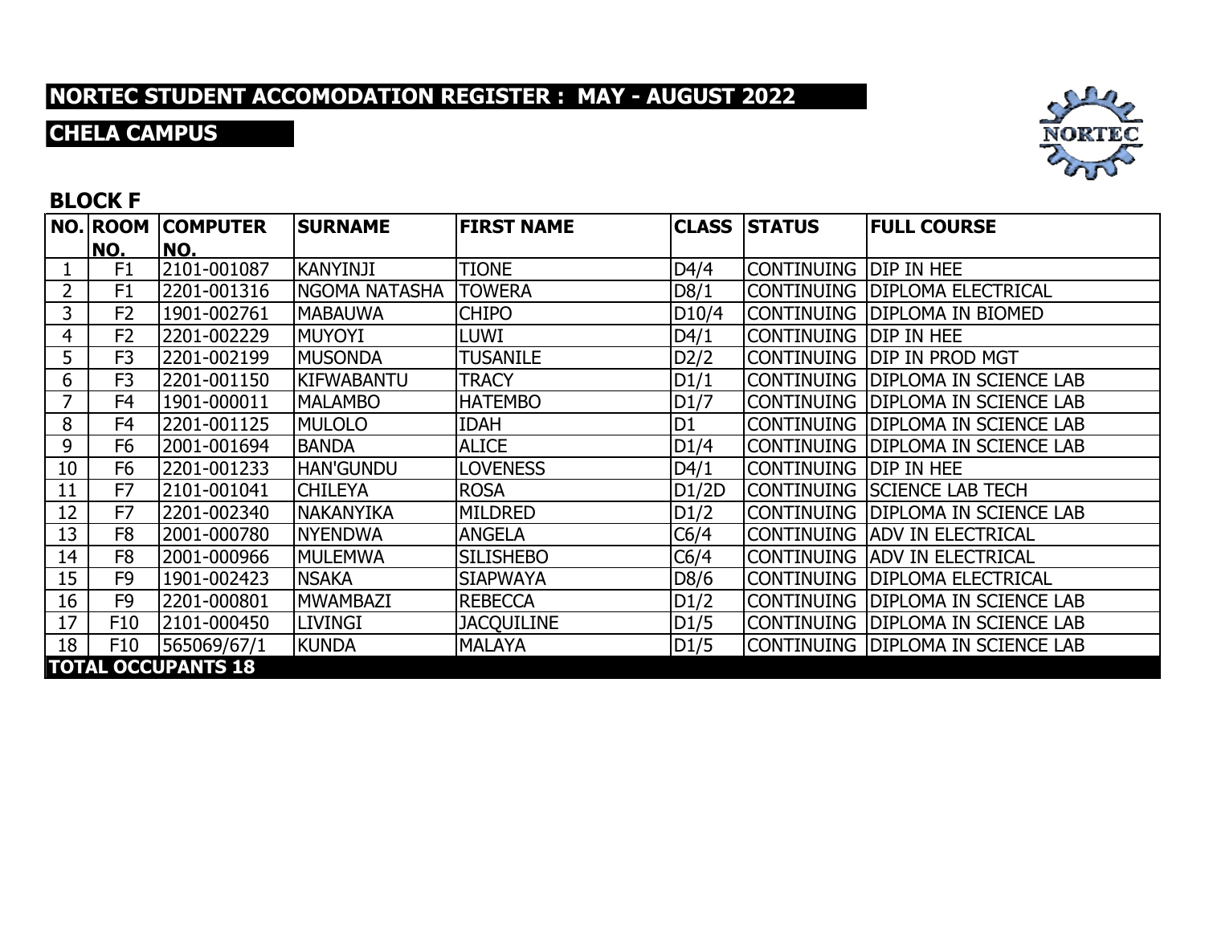# NORTEC STUDENT ACCOMODATION REGISTER : MAY - AUGUST 2022

## CHELA CAMPUS

### BLOCK F

| NO. | ROOM NO. | COMPUTER NO. | SURNAME | FIRST NAME | CLASS | STATUS | FULL COURSE |
|---|---|---|---|---|---|---|---|
| 1 | F1 | 2101-001087 | KANYINJI | TIONE | D4/4 | CONTINUING | DIP IN HEE |
| 2 | F1 | 2201-001316 | NGOMA NATASHA | TOWERA | D8/1 | CONTINUING | DIPLOMA ELECTRICAL |
| 3 | F2 | 1901-002761 | MABAUWA | CHIPO | D10/4 | CONTINUING | DIPLOMA IN BIOMED |
| 4 | F2 | 2201-002229 | MUYOYI | LUWI | D4/1 | CONTINUING | DIP IN HEE |
| 5 | F3 | 2201-002199 | MUSONDA | TUSANILE | D2/2 | CONTINUING | DIP IN PROD MGT |
| 6 | F3 | 2201-001150 | KIFWABANTU | TRACY | D1/1 | CONTINUING | DIPLOMA IN SCIENCE LAB |
| 7 | F4 | 1901-000011 | MALAMBO | HATEMBO | D1/7 | CONTINUING | DIPLOMA IN SCIENCE LAB |
| 8 | F4 | 2201-001125 | MULOLO | IDAH | D1 | CONTINUING | DIPLOMA IN SCIENCE LAB |
| 9 | F6 | 2001-001694 | BANDA | ALICE | D1/4 | CONTINUING | DIPLOMA IN SCIENCE LAB |
| 10 | F6 | 2201-001233 | HAN'GUNDU | LOVENESS | D4/1 | CONTINUING | DIP IN HEE |
| 11 | F7 | 2101-001041 | CHILEYA | ROSA | D1/2D | CONTINUING | SCIENCE LAB TECH |
| 12 | F7 | 2201-002340 | NAKANYIKA | MILDRED | D1/2 | CONTINUING | DIPLOMA IN SCIENCE LAB |
| 13 | F8 | 2001-000780 | NYENDWA | ANGELA | C6/4 | CONTINUING | ADV IN ELECTRICAL |
| 14 | F8 | 2001-000966 | MULEMWA | SILISHEBO | C6/4 | CONTINUING | ADV IN ELECTRICAL |
| 15 | F9 | 1901-002423 | NSAKA | SIAPWAYA | D8/6 | CONTINUING | DIPLOMA ELECTRICAL |
| 16 | F9 | 2201-000801 | MWAMBAZI | REBECCA | D1/2 | CONTINUING | DIPLOMA IN SCIENCE LAB |
| 17 | F10 | 2101-000450 | LIVINGI | JACQUILINE | D1/5 | CONTINUING | DIPLOMA IN SCIENCE LAB |
| 18 | F10 | 565069/67/1 | KUNDA | MALAYA | D1/5 | CONTINUING | DIPLOMA IN SCIENCE LAB |
| **TOTAL OCCUPANTS 18** | | | | | | | |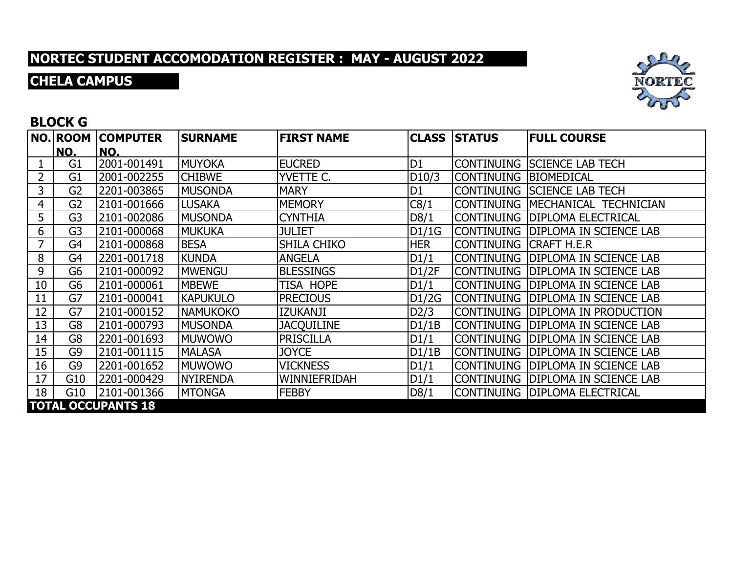# NORTEC STUDENT ACCOMODATION REGISTER : MAY - AUGUST 2022

## CHELA CAMPUS

### BLOCK G

| NO. | ROOM NO. | COMPUTER NO. | SURNAME | FIRST NAME | CLASS | STATUS | FULL COURSE |
|---|---|---|---|---|---|---|---|
| 1 | G1 | 2001-001491 | MUYOKA | EUCRED | D1 | CONTINUING | SCIENCE LAB TECH |
| 2 | G1 | 2001-002255 | CHIBWE | YVETTE C. | D10/3 | CONTINUING | BIOMEDICAL |
| 3 | G2 | 2201-003865 | MUSONDA | MARY | D1 | CONTINUING | SCIENCE LAB TECH |
| 4 | G2 | 2101-001666 | LUSAKA | MEMORY | C8/1 | CONTINUING | MECHANICAL TECHNICIAN |
| 5 | G3 | 2101-002086 | MUSONDA | CYNTHIA | D8/1 | CONTINUING | DIPLOMA ELECTRICAL |
| 6 | G3 | 2101-000068 | MUKUKA | JULIET | D1/1G | CONTINUING | DIPLOMA IN SCIENCE LAB |
| 7 | G4 | 2101-000868 | BESA | SHILA CHIKO | HER | CONTINUING | CRAFT H.E.R |
| 8 | G4 | 2201-001718 | KUNDA | ANGELA | D1/1 | CONTINUING | DIPLOMA IN SCIENCE LAB |
| 9 | G6 | 2101-000092 | MWENGU | BLESSINGS | D1/2F | CONTINUING | DIPLOMA IN SCIENCE LAB |
| 10 | G6 | 2101-000061 | MBEWE | TISA HOPE | D1/1 | CONTINUING | DIPLOMA IN SCIENCE LAB |
| 11 | G7 | 2101-000041 | KAPUKULO | PRECIOUS | D1/2G | CONTINUING | DIPLOMA IN SCIENCE LAB |
| 12 | G7 | 2101-000152 | NAMUKOKO | IZUKANJI | D2/3 | CONTINUING | DIPLOMA IN PRODUCTION |
| 13 | G8 | 2101-000793 | MUSONDA | JACQUILINE | D1/1B | CONTINUING | DIPLOMA IN SCIENCE LAB |
| 14 | G8 | 2201-001693 | MUWOWO | PRISCILLA | D1/1 | CONTINUING | DIPLOMA IN SCIENCE LAB |
| 15 | G9 | 2101-001115 | MALASA | JOYCE | D1/1B | CONTINUING | DIPLOMA IN SCIENCE LAB |
| 16 | G9 | 2201-001652 | MUWOWO | VICKNESS | D1/1 | CONTINUING | DIPLOMA IN SCIENCE LAB |
| 17 | G10 | 2201-000429 | NYIRENDA | WINNIEFRIDAH | D1/1 | CONTINUING | DIPLOMA IN SCIENCE LAB |
| 18 | G10 | 2101-001366 | MTONGA | FEBBY | D8/1 | CONTINUING | DIPLOMA ELECTRICAL |
| **TOTAL OCCUPANTS 18** | | | | | | | |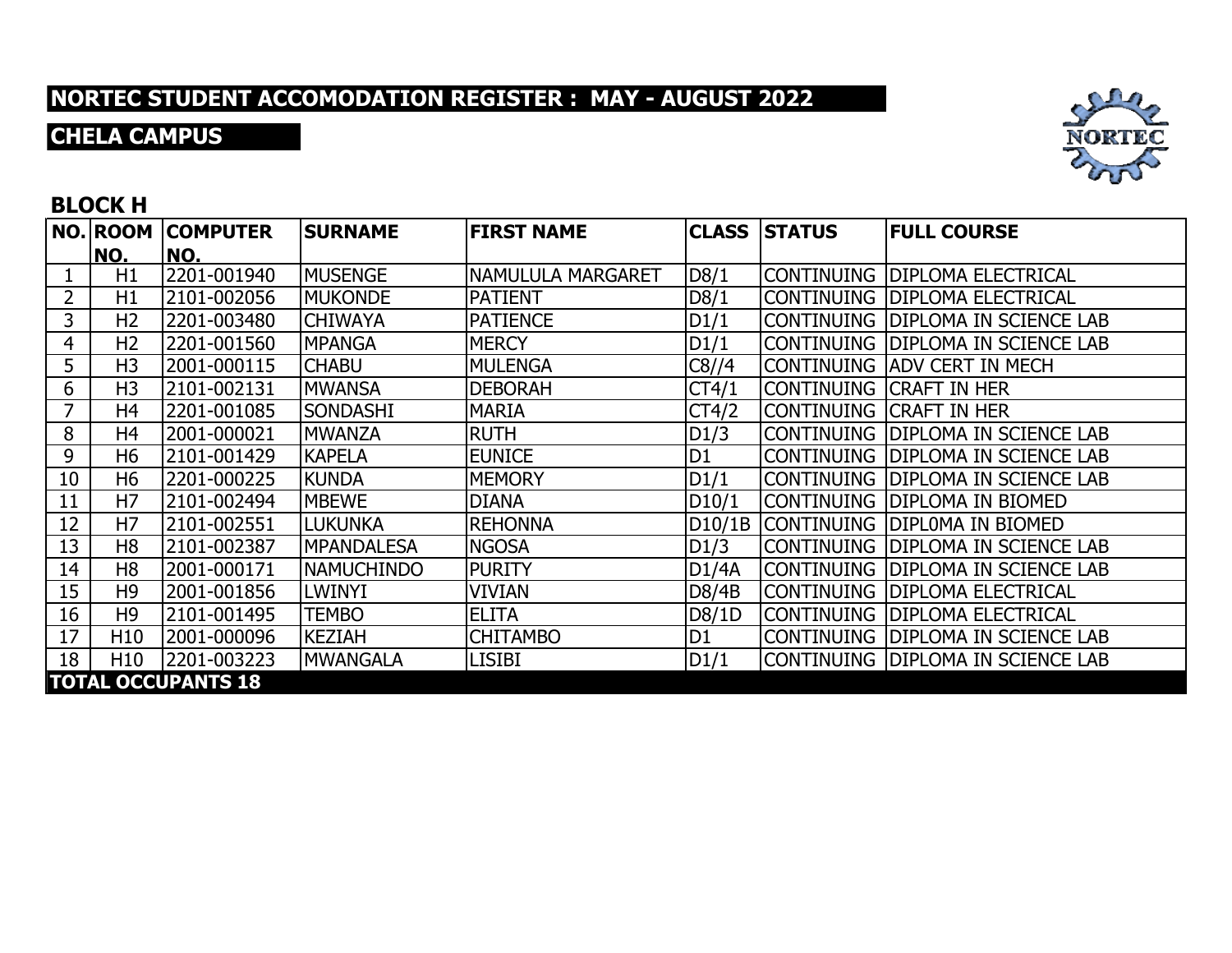# NORTEC STUDENT ACCOMODATION REGISTER : MAY - AUGUST 2022

## CHELA CAMPUS

### BLOCK H

| NO. | ROOM NO. | COMPUTER NO. | SURNAME | FIRST NAME | CLASS | STATUS | FULL COURSE |
|---|---|---|---|---|---|---|---|
| 1 | H1 | 2201-001940 | MUSENGE | NAMULULA MARGARET | D8/1 | CONTINUING | DIPLOMA ELECTRICAL |
| 2 | H1 | 2101-002056 | MUKONDE | PATIENT | D8/1 | CONTINUING | DIPLOMA ELECTRICAL |
| 3 | H2 | 2201-003480 | CHIWAYA | PATIENCE | D1/1 | CONTINUING | DIPLOMA IN SCIENCE LAB |
| 4 | H2 | 2201-001560 | MPANGA | MERCY | D1/1 | CONTINUING | DIPLOMA IN SCIENCE LAB |
| 5 | H3 | 2001-000115 | CHABU | MULENGA | C8//4 | CONTINUING | ADV CERT IN MECH |
| 6 | H3 | 2101-002131 | MWANSA | DEBORAH | CT4/1 | CONTINUING | CRAFT IN HER |
| 7 | H4 | 2201-001085 | SONDASHI | MARIA | CT4/2 | CONTINUING | CRAFT IN HER |
| 8 | H4 | 2001-000021 | MWANZA | RUTH | D1/3 | CONTINUING | DIPLOMA IN SCIENCE LAB |
| 9 | H6 | 2101-001429 | KAPELA | EUNICE | D1 | CONTINUING | DIPLOMA IN SCIENCE LAB |
| 10 | H6 | 2201-000225 | KUNDA | MEMORY | D1/1 | CONTINUING | DIPLOMA IN SCIENCE LAB |
| 11 | H7 | 2101-002494 | MBEWE | DIANA | D10/1 | CONTINUING | DIPLOMA IN BIOMED |
| 12 | H7 | 2101-002551 | LUKUNKA | REHONNA | D10/1B | CONTINUING | DIPL0MA IN BIOMED |
| 13 | H8 | 2101-002387 | MPANDALESA | NGOSA | D1/3 | CONTINUING | DIPLOMA IN SCIENCE LAB |
| 14 | H8 | 2001-000171 | NAMUCHINDO | PURITY | D1/4A | CONTINUING | DIPLOMA IN SCIENCE LAB |
| 15 | H9 | 2001-001856 | LWINYI | VIVIAN | D8/4B | CONTINUING | DIPLOMA ELECTRICAL |
| 16 | H9 | 2101-001495 | TEMBO | ELITA | D8/1D | CONTINUING | DIPLOMA ELECTRICAL |
| 17 | H10 | 2001-000096 | KEZIAH | CHITAMBO | D1 | CONTINUING | DIPLOMA IN SCIENCE LAB |
| 18 | H10 | 2201-003223 | MWANGALA | LISIBI | D1/1 | CONTINUING | DIPLOMA IN SCIENCE LAB |
| **TOTAL OCCUPANTS 18** | | | | | | | |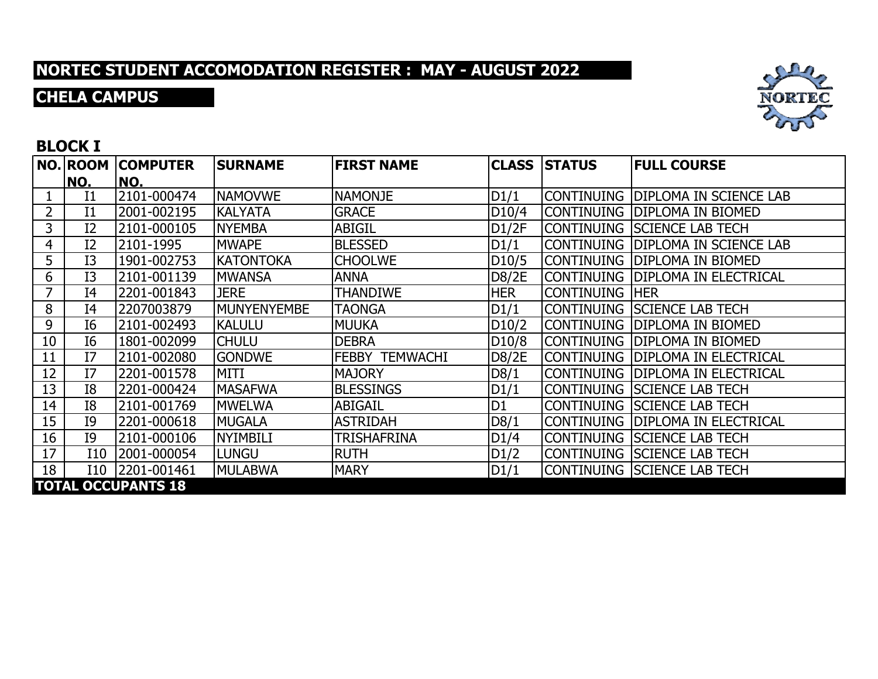## NORTEC STUDENT ACCOMODATION REGISTER : MAY - AUGUST 2022

## CHELA CAMPUS

### BLOCK I

| NO. | ROOM NO. | COMPUTER NO. | SURNAME | FIRST NAME | CLASS | STATUS | FULL COURSE |
|---|---|---|---|---|---|---|---|
| 1 | I1 | 2101-000474 | NAMOVWE | NAMONJE | D1/1 | CONTINUING | DIPLOMA IN SCIENCE LAB |
| 2 | I1 | 2001-002195 | KALYATA | GRACE | D10/4 | CONTINUING | DIPLOMA IN BIOMED |
| 3 | I2 | 2101-000105 | NYEMBA | ABIGIL | D1/2F | CONTINUING | SCIENCE LAB TECH |
| 4 | I2 | 2101-1995 | MWAPE | BLESSED | D1/1 | CONTINUING | DIPLOMA IN SCIENCE LAB |
| 5 | I3 | 1901-002753 | KATONTOKA | CHOOLWE | D10/5 | CONTINUING | DIPLOMA IN BIOMED |
| 6 | I3 | 2101-001139 | MWANSA | ANNA | D8/2E | CONTINUING | DIPLOMA IN ELECTRICAL |
| 7 | I4 | 2201-001843 | JERE | THANDIWE | HER | CONTINUING | HER |
| 8 | I4 | 2207003879 | MUNYENYEMBE | TAONGA | D1/1 | CONTINUING | SCIENCE LAB TECH |
| 9 | I6 | 2101-002493 | KALULU | MUUKA | D10/2 | CONTINUING | DIPLOMA IN BIOMED |
| 10 | I6 | 1801-002099 | CHULU | DEBRA | D10/8 | CONTINUING | DIPLOMA IN BIOMED |
| 11 | I7 | 2101-002080 | GONDWE | FEBBY TEMWACHI | D8/2E | CONTINUING | DIPLOMA IN ELECTRICAL |
| 12 | I7 | 2201-001578 | MITI | MAJORY | D8/1 | CONTINUING | DIPLOMA IN ELECTRICAL |
| 13 | I8 | 2201-000424 | MASAFWA | BLESSINGS | D1/1 | CONTINUING | SCIENCE LAB TECH |
| 14 | I8 | 2101-001769 | MWELWA | ABIGAIL | D1 | CONTINUING | SCIENCE LAB TECH |
| 15 | I9 | 2201-000618 | MUGALA | ASTRIDAH | D8/1 | CONTINUING | DIPLOMA IN ELECTRICAL |
| 16 | I9 | 2101-000106 | NYIMBILI | TRISHAFRINA | D1/4 | CONTINUING | SCIENCE LAB TECH |
| 17 | I10 | 2001-000054 | LUNGU | RUTH | D1/2 | CONTINUING | SCIENCE LAB TECH |
| 18 | I10 | 2201-001461 | MULABWA | MARY | D1/1 | CONTINUING | SCIENCE LAB TECH |
| **TOTAL OCCUPANTS 18** | | | | | | | |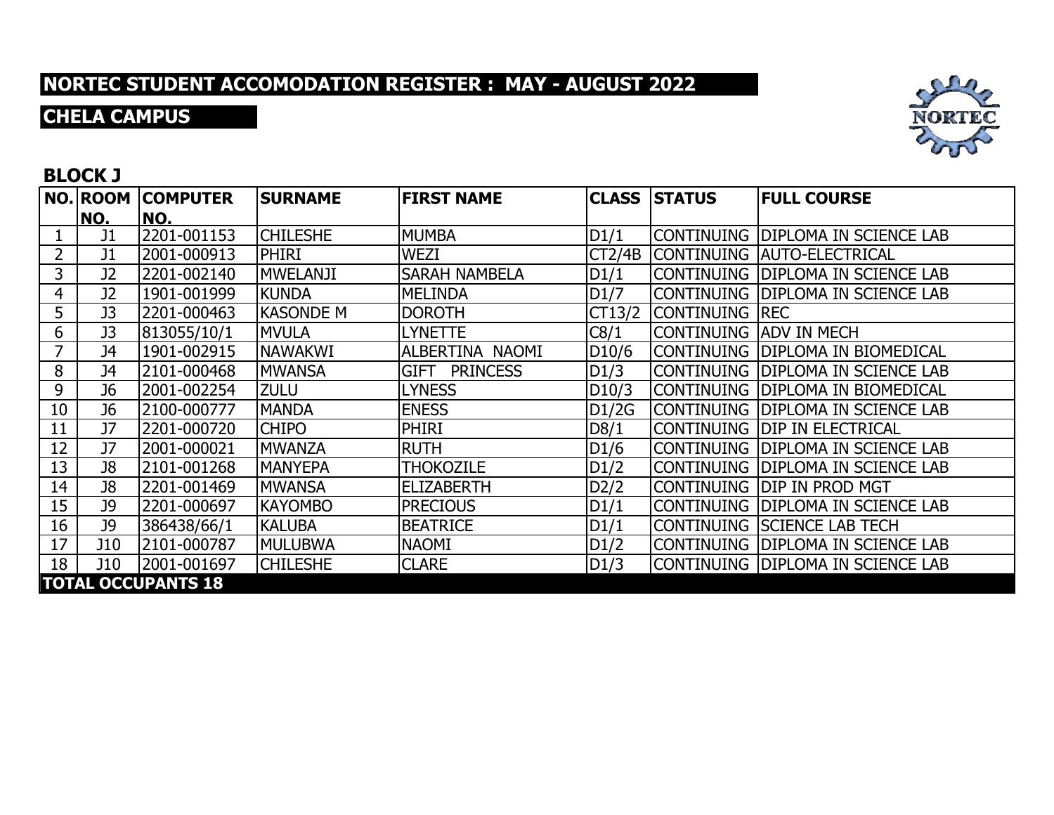# NORTEC STUDENT ACCOMODATION REGISTER : MAY - AUGUST 2022

## CHELA CAMPUS

### BLOCK J

| NO. | ROOM NO. | COMPUTER NO. | SURNAME | FIRST NAME | CLASS | STATUS | FULL COURSE |
|---|---|---|---|---|---|---|---|
| 1 | J1 | 2201-001153 | CHILESHE | MUMBA | D1/1 | CONTINUING | DIPLOMA IN SCIENCE LAB |
| 2 | J1 | 2001-000913 | PHIRI | WEZI | CT2/4B | CONTINUING | AUTO-ELECTRICAL |
| 3 | J2 | 2201-002140 | MWELANJI | SARAH NAMBELA | D1/1 | CONTINUING | DIPLOMA IN SCIENCE LAB |
| 4 | J2 | 1901-001999 | KUNDA | MELINDA | D1/7 | CONTINUING | DIPLOMA IN SCIENCE LAB |
| 5 | J3 | 2201-000463 | KASONDE M | DOROTH | CT13/2 | CONTINUING | REC |
| 6 | J3 | 813055/10/1 | MVULA | LYNETTE | C8/1 | CONTINUING | ADV IN MECH |
| 7 | J4 | 1901-002915 | NAWAKWI | ALBERTINA NAOMI | D10/6 | CONTINUING | DIPLOMA IN BIOMEDICAL |
| 8 | J4 | 2101-000468 | MWANSA | GIFT PRINCESS | D1/3 | CONTINUING | DIPLOMA IN SCIENCE LAB |
| 9 | J6 | 2001-002254 | ZULU | LYNESS | D10/3 | CONTINUING | DIPLOMA IN BIOMEDICAL |
| 10 | J6 | 2100-000777 | MANDA | ENESS | D1/2G | CONTINUING | DIPLOMA IN SCIENCE LAB |
| 11 | J7 | 2201-000720 | CHIPO | PHIRI | D8/1 | CONTINUING | DIP IN ELECTRICAL |
| 12 | J7 | 2001-000021 | MWANZA | RUTH | D1/6 | CONTINUING | DIPLOMA IN SCIENCE LAB |
| 13 | J8 | 2101-001268 | MANYEPA | THOKOZILE | D1/2 | CONTINUING | DIPLOMA IN SCIENCE LAB |
| 14 | J8 | 2201-001469 | MWANSA | ELIZABERTH | D2/2 | CONTINUING | DIP IN PROD MGT |
| 15 | J9 | 2201-000697 | KAYOMBO | PRECIOUS | D1/1 | CONTINUING | DIPLOMA IN SCIENCE LAB |
| 16 | J9 | 386438/66/1 | KALUBA | BEATRICE | D1/1 | CONTINUING | SCIENCE LAB TECH |
| 17 | J10 | 2101-000787 | MULUBWA | NAOMI | D1/2 | CONTINUING | DIPLOMA IN SCIENCE LAB |
| 18 | J10 | 2001-001697 | CHILESHE | CLARE | D1/3 | CONTINUING | DIPLOMA IN SCIENCE LAB |
| **TOTAL OCCUPANTS 18** | | | | | | | |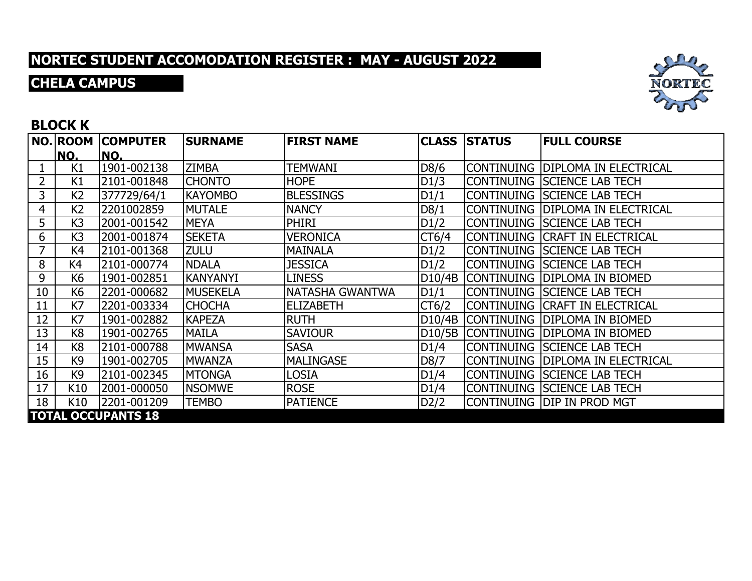# NORTEC STUDENT ACCOMODATION REGISTER : MAY - AUGUST 2022

## CHELA CAMPUS

### BLOCK K

| NO. | ROOM NO. | COMPUTER NO. | SURNAME | FIRST NAME | CLASS | STATUS | FULL COURSE |
|---|---|---|---|---|---|---|---|
| 1 | K1 | 1901-002138 | ZIMBA | TEMWANI | D8/6 | CONTINUING | DIPLOMA IN ELECTRICAL |
| 2 | K1 | 2101-001848 | CHONTO | HOPE | D1/3 | CONTINUING | SCIENCE LAB TECH |
| 3 | K2 | 377729/64/1 | KAYOMBO | BLESSINGS | D1/1 | CONTINUING | SCIENCE LAB TECH |
| 4 | K2 | 2201002859 | MUTALE | NANCY | D8/1 | CONTINUING | DIPLOMA IN ELECTRICAL |
| 5 | K3 | 2001-001542 | MEYA | PHIRI | D1/2 | CONTINUING | SCIENCE LAB TECH |
| 6 | K3 | 2001-001874 | SEKETA | VERONICA | CT6/4 | CONTINUING | CRAFT IN ELECTRICAL |
| 7 | K4 | 2101-001368 | ZULU | MAINALA | D1/2 | CONTINUING | SCIENCE LAB TECH |
| 8 | K4 | 2101-000774 | NDALA | JESSICA | D1/2 | CONTINUING | SCIENCE LAB TECH |
| 9 | K6 | 1901-002851 | KANYANYI | LINESS | D10/4B | CONTINUING | DIPLOMA IN BIOMED |
| 10 | K6 | 2201-000682 | MUSEKELA | NATASHA GWANTWA | D1/1 | CONTINUING | SCIENCE LAB TECH |
| 11 | K7 | 2201-003334 | CHOCHA | ELIZABETH | CT6/2 | CONTINUING | CRAFT IN ELECTRICAL |
| 12 | K7 | 1901-002882 | KAPEZA | RUTH | D10/4B | CONTINUING | DIPLOMA IN BIOMED |
| 13 | K8 | 1901-002765 | MAILA | SAVIOUR | D10/5B | CONTINUING | DIPLOMA IN BIOMED |
| 14 | K8 | 2101-000788 | MWANSA | SASA | D1/4 | CONTINUING | SCIENCE LAB TECH |
| 15 | K9 | 1901-002705 | MWANZA | MALINGASE | D8/7 | CONTINUING | DIPLOMA IN ELECTRICAL |
| 16 | K9 | 2101-002345 | MTONGA | LOSIA | D1/4 | CONTINUING | SCIENCE LAB TECH |
| 17 | K10 | 2001-000050 | NSOMWE | ROSE | D1/4 | CONTINUING | SCIENCE LAB TECH |
| 18 | K10 | 2201-001209 | TEMBO | PATIENCE | D2/2 | CONTINUING | DIP IN PROD MGT |
| **TOTAL OCCUPANTS 18** | | | | | | | |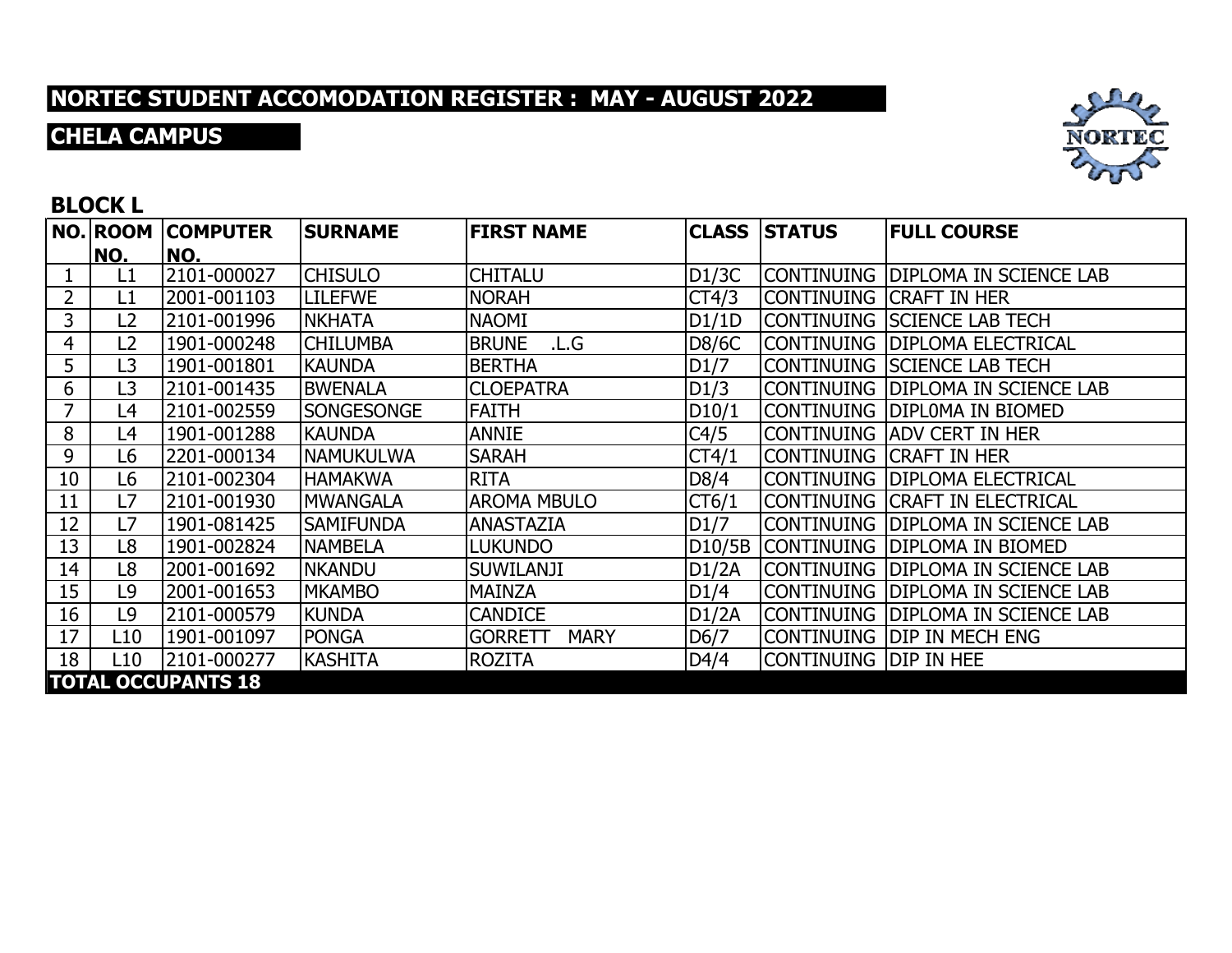## NORTEC STUDENT ACCOMODATION REGISTER : MAY - AUGUST 2022

## CHELA CAMPUS

### BLOCK L

| NO. | ROOM NO. | COMPUTER NO. | SURNAME | FIRST NAME | CLASS | STATUS | FULL COURSE |
|---|---|---|---|---|---|---|---|
| 1 | L1 | 2101-000027 | CHISULO | CHITALU | D1/3C | CONTINUING | DIPLOMA IN SCIENCE LAB |
| 2 | L1 | 2001-001103 | LILEFWE | NORAH | CT4/3 | CONTINUING | CRAFT IN HER |
| 3 | L2 | 2101-001996 | NKHATA | NAOMI | D1/1D | CONTINUING | SCIENCE LAB TECH |
| 4 | L2 | 1901-000248 | CHILUMBA | BRUNE .L.G | D8/6C | CONTINUING | DIPLOMA ELECTRICAL |
| 5 | L3 | 1901-001801 | KAUNDA | BERTHA | D1/7 | CONTINUING | SCIENCE LAB TECH |
| 6 | L3 | 2101-001435 | BWENALA | CLOEPATRA | D1/3 | CONTINUING | DIPLOMA IN SCIENCE LAB |
| 7 | L4 | 2101-002559 | SONGESONGE | FAITH | D10/1 | CONTINUING | DIPL0MA IN BIOMED |
| 8 | L4 | 1901-001288 | KAUNDA | ANNIE | C4/5 | CONTINUING | ADV CERT IN HER |
| 9 | L6 | 2201-000134 | NAMUKULWA | SARAH | CT4/1 | CONTINUING | CRAFT IN HER |
| 10 | L6 | 2101-002304 | HAMAKWA | RITA | D8/4 | CONTINUING | DIPLOMA ELECTRICAL |
| 11 | L7 | 2101-001930 | MWANGALA | AROMA MBULO | CT6/1 | CONTINUING | CRAFT IN ELECTRICAL |
| 12 | L7 | 1901-081425 | SAMIFUNDA | ANASTAZIA | D1/7 | CONTINUING | DIPLOMA IN SCIENCE LAB |
| 13 | L8 | 1901-002824 | NAMBELA | LUKUNDO | D10/5B | CONTINUING | DIPLOMA IN BIOMED |
| 14 | L8 | 2001-001692 | NKANDU | SUWILANJI | D1/2A | CONTINUING | DIPLOMA IN SCIENCE LAB |
| 15 | L9 | 2001-001653 | MKAMBO | MAINZA | D1/4 | CONTINUING | DIPLOMA IN SCIENCE LAB |
| 16 | L9 | 2101-000579 | KUNDA | CANDICE | D1/2A | CONTINUING | DIPLOMA IN SCIENCE LAB |
| 17 | L10 | 1901-001097 | PONGA | GORRETT MARY | D6/7 | CONTINUING | DIP IN MECH ENG |
| 18 | L10 | 2101-000277 | KASHITA | ROZITA | D4/4 | CONTINUING | DIP IN HEE |
| **TOTAL OCCUPANTS 18** | | | | | | | |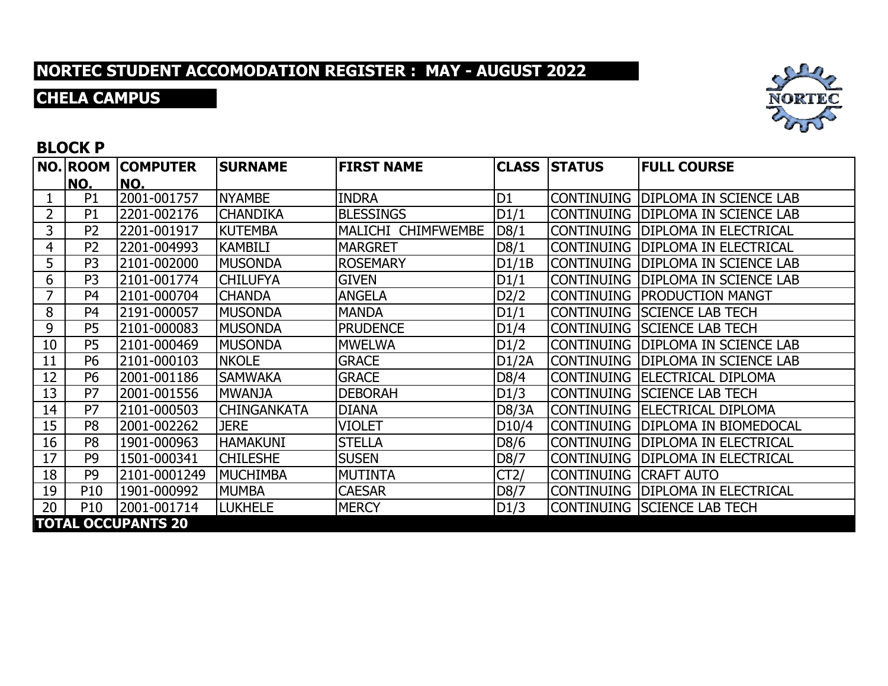# NORTEC STUDENT ACCOMODATION REGISTER : MAY - AUGUST 2022

## CHELA CAMPUS

### BLOCK P

| NO. | ROOM NO. | COMPUTER NO. | SURNAME | FIRST NAME | CLASS | STATUS | FULL COURSE |
|---|---|---|---|---|---|---|---|
| 1 | P1 | 2001-001757 | NYAMBE | INDRA | D1 | CONTINUING | DIPLOMA IN SCIENCE LAB |
| 2 | P1 | 2201-002176 | CHANDIKA | BLESSINGS | D1/1 | CONTINUING | DIPLOMA IN SCIENCE LAB |
| 3 | P2 | 2201-001917 | KUTEMBA | MALICHI CHIMFWEMBE | D8/1 | CONTINUING | DIPLOMA IN ELECTRICAL |
| 4 | P2 | 2201-004993 | KAMBILI | MARGRET | D8/1 | CONTINUING | DIPLOMA IN ELECTRICAL |
| 5 | P3 | 2101-002000 | MUSONDA | ROSEMARY | D1/1B | CONTINUING | DIPLOMA IN SCIENCE LAB |
| 6 | P3 | 2101-001774 | CHILUFYA | GIVEN | D1/1 | CONTINUING | DIPLOMA IN SCIENCE LAB |
| 7 | P4 | 2101-000704 | CHANDA | ANGELA | D2/2 | CONTINUING | PRODUCTION MANGT |
| 8 | P4 | 2191-000057 | MUSONDA | MANDA | D1/1 | CONTINUING | SCIENCE LAB TECH |
| 9 | P5 | 2101-000083 | MUSONDA | PRUDENCE | D1/4 | CONTINUING | SCIENCE LAB TECH |
| 10 | P5 | 2101-000469 | MUSONDA | MWELWA | D1/2 | CONTINUING | DIPLOMA IN SCIENCE LAB |
| 11 | P6 | 2101-000103 | NKOLE | GRACE | D1/2A | CONTINUING | DIPLOMA IN SCIENCE LAB |
| 12 | P6 | 2001-001186 | SAMWAKA | GRACE | D8/4 | CONTINUING | ELECTRICAL DIPLOMA |
| 13 | P7 | 2001-001556 | MWANJA | DEBORAH | D1/3 | CONTINUING | SCIENCE LAB TECH |
| 14 | P7 | 2101-000503 | CHINGANKATA | DIANA | D8/3A | CONTINUING | ELECTRICAL DIPLOMA |
| 15 | P8 | 2001-002262 | JERE | VIOLET | D10/4 | CONTINUING | DIPLOMA IN BIOMEDOCAL |
| 16 | P8 | 1901-000963 | HAMAKUNI | STELLA | D8/6 | CONTINUING | DIPLOMA IN ELECTRICAL |
| 17 | P9 | 1501-000341 | CHILESHE | SUSEN | D8/7 | CONTINUING | DIPLOMA IN ELECTRICAL |
| 18 | P9 | 2101-0001249 | MUCHIMBA | MUTINTA | CT2/ | CONTINUING | CRAFT AUTO |
| 19 | P10 | 1901-000992 | MUMBA | CAESAR | D8/7 | CONTINUING | DIPLOMA IN ELECTRICAL |
| 20 | P10 | 2001-001714 | LUKHELE | MERCY | D1/3 | CONTINUING | SCIENCE LAB TECH |
| **TOTAL OCCUPANTS 20** | | | | | | | |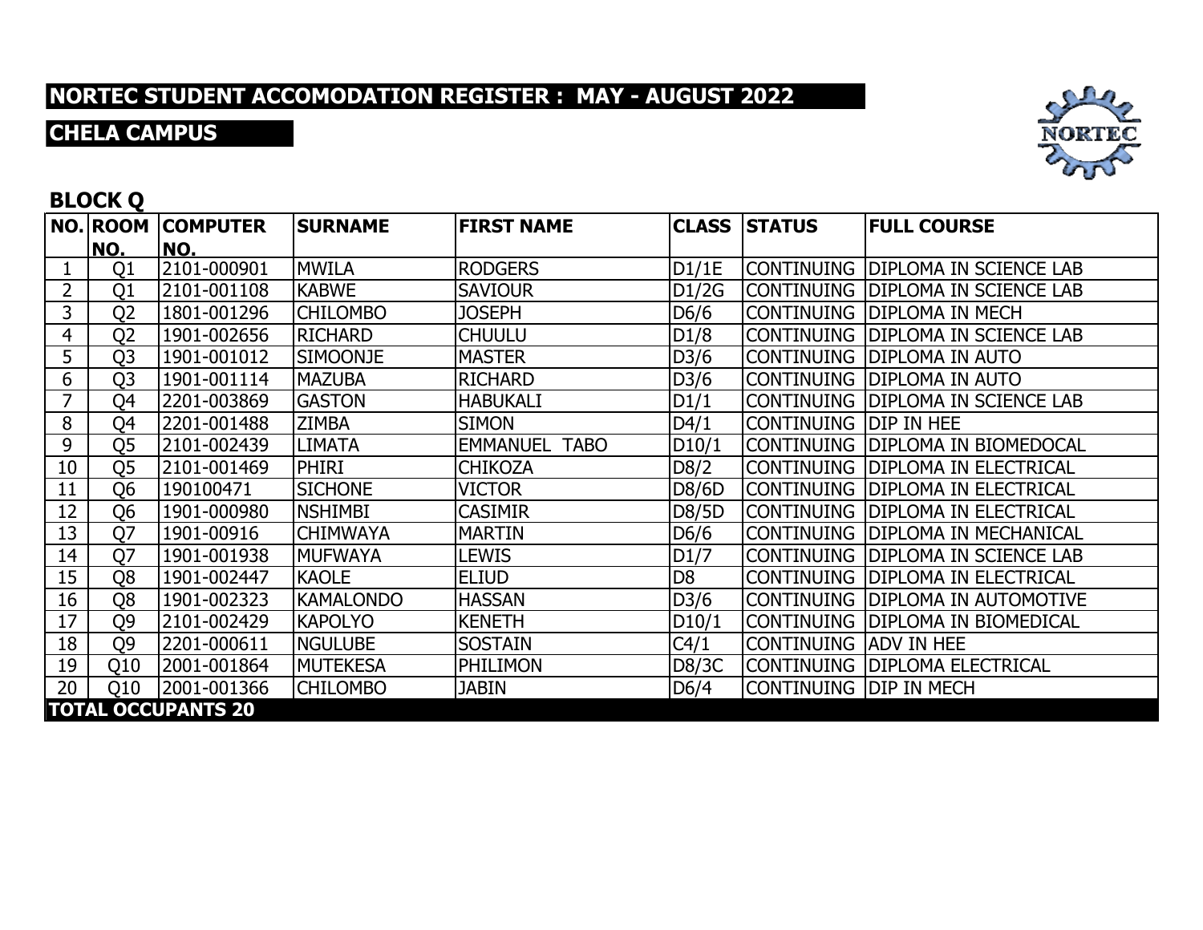# NORTEC STUDENT ACCOMODATION REGISTER : MAY - AUGUST 2022

## CHELA CAMPUS

### BLOCK Q

| NO. | ROOM NO. | COMPUTER NO. | SURNAME | FIRST NAME | CLASS | STATUS | FULL COURSE |
|---|---|---|---|---|---|---|---|
| 1 | Q1 | 2101-000901 | MWILA | RODGERS | D1/1E | CONTINUING | DIPLOMA IN SCIENCE LAB |
| 2 | Q1 | 2101-001108 | KABWE | SAVIOUR | D1/2G | CONTINUING | DIPLOMA IN SCIENCE LAB |
| 3 | Q2 | 1801-001296 | CHILOMBO | JOSEPH | D6/6 | CONTINUING | DIPLOMA IN MECH |
| 4 | Q2 | 1901-002656 | RICHARD | CHUULU | D1/8 | CONTINUING | DIPLOMA IN SCIENCE LAB |
| 5 | Q3 | 1901-001012 | SIMOONJE | MASTER | D3/6 | CONTINUING | DIPLOMA IN AUTO |
| 6 | Q3 | 1901-001114 | MAZUBA | RICHARD | D3/6 | CONTINUING | DIPLOMA IN AUTO |
| 7 | Q4 | 2201-003869 | GASTON | HABUKALI | D1/1 | CONTINUING | DIPLOMA IN SCIENCE LAB |
| 8 | Q4 | 2201-001488 | ZIMBA | SIMON | D4/1 | CONTINUING | DIP IN HEE |
| 9 | Q5 | 2101-002439 | LIMATA | EMMANUEL TABO | D10/1 | CONTINUING | DIPLOMA IN BIOMEDOCAL |
| 10 | Q5 | 2101-001469 | PHIRI | CHIKOZA | D8/2 | CONTINUING | DIPLOMA IN ELECTRICAL |
| 11 | Q6 | 190100471 | SICHONE | VICTOR | D8/6D | CONTINUING | DIPLOMA IN ELECTRICAL |
| 12 | Q6 | 1901-000980 | NSHIMBI | CASIMIR | D8/5D | CONTINUING | DIPLOMA IN ELECTRICAL |
| 13 | Q7 | 1901-00916 | CHIMWAYA | MARTIN | D6/6 | CONTINUING | DIPLOMA IN MECHANICAL |
| 14 | Q7 | 1901-001938 | MUFWAYA | LEWIS | D1/7 | CONTINUING | DIPLOMA IN SCIENCE LAB |
| 15 | Q8 | 1901-002447 | KAOLE | ELIUD | D8 | CONTINUING | DIPLOMA IN ELECTRICAL |
| 16 | Q8 | 1901-002323 | KAMALONDO | HASSAN | D3/6 | CONTINUING | DIPLOMA IN AUTOMOTIVE |
| 17 | Q9 | 2101-002429 | KAPOLYO | KENETH | D10/1 | CONTINUING | DIPLOMA IN BIOMEDICAL |
| 18 | Q9 | 2201-000611 | NGULUBE | SOSTAIN | C4/1 | CONTINUING | ADV IN HEE |
| 19 | Q10 | 2001-001864 | MUTEKESA | PHILIMON | D8/3C | CONTINUING | DIPLOMA ELECTRICAL |
| 20 | Q10 | 2001-001366 | CHILOMBO | JABIN | D6/4 | CONTINUING | DIP IN MECH |

**TOTAL OCCUPANTS 20**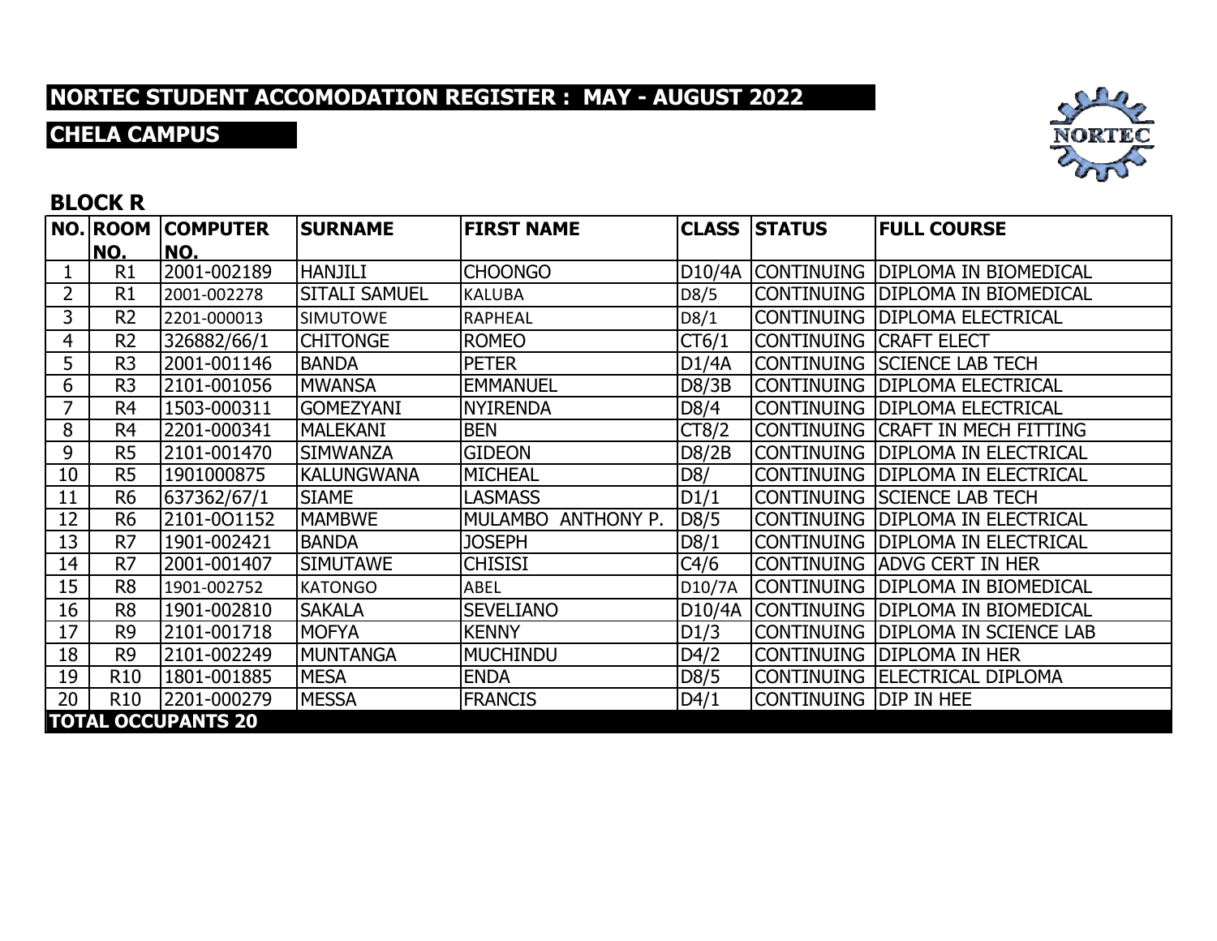# NORTEC STUDENT ACCOMODATION REGISTER : MAY - AUGUST 2022

## CHELA CAMPUS

### BLOCK R

| NO. | ROOM NO. | COMPUTER NO. | SURNAME | FIRST NAME | CLASS | STATUS | FULL COURSE |
|---|---|---|---|---|---|---|---|
| 1 | R1 | 2001-002189 | HANJILI | CHOONGO | D10/4A | CONTINUING | DIPLOMA IN BIOMEDICAL |
| 2 | R1 | 2001-002278 | SITALI SAMUEL | KALUBA | D8/5 | CONTINUING | DIPLOMA IN BIOMEDICAL |
| 3 | R2 | 2201-000013 | SIMUTOWE | RAPHEAL | D8/1 | CONTINUING | DIPLOMA ELECTRICAL |
| 4 | R2 | 326882/66/1 | CHITONGE | ROMEO | CT6/1 | CONTINUING | CRAFT ELECT |
| 5 | R3 | 2001-001146 | BANDA | PETER | D1/4A | CONTINUING | SCIENCE LAB TECH |
| 6 | R3 | 2101-001056 | MWANSA | EMMANUEL | D8/3B | CONTINUING | DIPLOMA ELECTRICAL |
| 7 | R4 | 1503-000311 | GOMEZYANI | NYIRENDA | D8/4 | CONTINUING | DIPLOMA ELECTRICAL |
| 8 | R4 | 2201-000341 | MALEKANI | BEN | CT8/2 | CONTINUING | CRAFT IN MECH FITTING |
| 9 | R5 | 2101-001470 | SIMWANZA | GIDEON | D8/2B | CONTINUING | DIPLOMA IN ELECTRICAL |
| 10 | R5 | 1901000875 | KALUNGWANA | MICHEAL | D8/ | CONTINUING | DIPLOMA IN ELECTRICAL |
| 11 | R6 | 637362/67/1 | SIAME | LASMASS | D1/1 | CONTINUING | SCIENCE LAB TECH |
| 12 | R6 | 2101-0O1152 | MAMBWE | MULAMBO ANTHONY P. | D8/5 | CONTINUING | DIPLOMA IN ELECTRICAL |
| 13 | R7 | 1901-002421 | BANDA | JOSEPH | D8/1 | CONTINUING | DIPLOMA IN ELECTRICAL |
| 14 | R7 | 2001-001407 | SIMUTAWE | CHISISI | C4/6 | CONTINUING | ADVG CERT IN HER |
| 15 | R8 | 1901-002752 | KATONGO | ABEL | D10/7A | CONTINUING | DIPLOMA IN BIOMEDICAL |
| 16 | R8 | 1901-002810 | SAKALA | SEVELIANO | D10/4A | CONTINUING | DIPLOMA IN BIOMEDICAL |
| 17 | R9 | 2101-001718 | MOFYA | KENNY | D1/3 | CONTINUING | DIPLOMA IN SCIENCE LAB |
| 18 | R9 | 2101-002249 | MUNTANGA | MUCHINDU | D4/2 | CONTINUING | DIPLOMA IN HER |
| 19 | R10 | 1801-001885 | MESA | ENDA | D8/5 | CONTINUING | ELECTRICAL DIPLOMA |
| 20 | R10 | 2201-000279 | MESSA | FRANCIS | D4/1 | CONTINUING | DIP IN HEE |
| **TOTAL OCCUPANTS 20** | | | | | | | |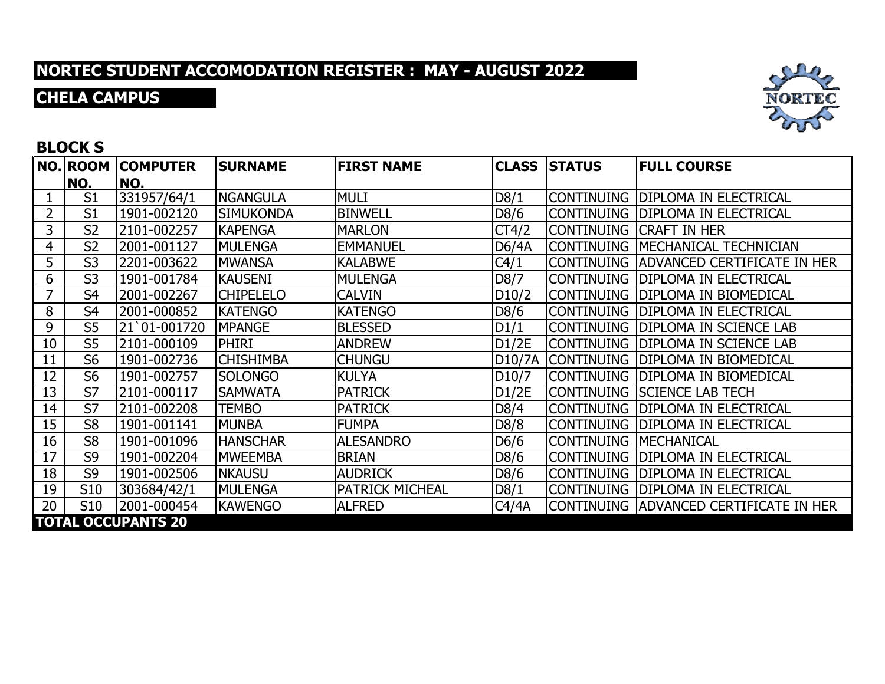## NORTEC STUDENT ACCOMODATION REGISTER : MAY - AUGUST 2022

## CHELA CAMPUS

NORTEC

### BLOCK S

| NO. | ROOM NO. | COMPUTER NO. | SURNAME | FIRST NAME | CLASS | STATUS | FULL COURSE |
|---|---|---|---|---|---|---|---|
| 1 | S1 | 331957/64/1 | NGANGULA | MULI | D8/1 | CONTINUING | DIPLOMA IN ELECTRICAL |
| 2 | S1 | 1901-002120 | SIMUKONDA | BINWELL | D8/6 | CONTINUING | DIPLOMA IN ELECTRICAL |
| 3 | S2 | 2101-002257 | KAPENGA | MARLON | CT4/2 | CONTINUING | CRAFT IN HER |
| 4 | S2 | 2001-001127 | MULENGA | EMMANUEL | D6/4A | CONTINUING | MECHANICAL TECHNICIAN |
| 5 | S3 | 2201-003622 | MWANSA | KALABWE | C4/1 | CONTINUING | ADVANCED CERTIFICATE IN HER |
| 6 | S3 | 1901-001784 | KAUSENI | MULENGA | D8/7 | CONTINUING | DIPLOMA IN ELECTRICAL |
| 7 | S4 | 2001-002267 | CHIPELELO | CALVIN | D10/2 | CONTINUING | DIPLOMA IN BIOMEDICAL |
| 8 | S4 | 2001-000852 | KATENGO | KATENGO | D8/6 | CONTINUING | DIPLOMA IN ELECTRICAL |
| 9 | S5 | 21`01-001720 | MPANGE | BLESSED | D1/1 | CONTINUING | DIPLOMA IN SCIENCE LAB |
| 10 | S5 | 2101-000109 | PHIRI | ANDREW | D1/2E | CONTINUING | DIPLOMA IN SCIENCE LAB |
| 11 | S6 | 1901-002736 | CHISHIMBA | CHUNGU | D10/7A | CONTINUING | DIPLOMA IN BIOMEDICAL |
| 12 | S6 | 1901-002757 | SOLONGO | KULYA | D10/7 | CONTINUING | DIPLOMA IN BIOMEDICAL |
| 13 | S7 | 2101-000117 | SAMWATA | PATRICK | D1/2E | CONTINUING | SCIENCE LAB TECH |
| 14 | S7 | 2101-002208 | TEMBO | PATRICK | D8/4 | CONTINUING | DIPLOMA IN ELECTRICAL |
| 15 | S8 | 1901-001141 | MUNBA | FUMPA | D8/8 | CONTINUING | DIPLOMA IN ELECTRICAL |
| 16 | S8 | 1901-001096 | HANSCHAR | ALESANDRO | D6/6 | CONTINUING | MECHANICAL |
| 17 | S9 | 1901-002204 | MWEEMBA | BRIAN | D8/6 | CONTINUING | DIPLOMA IN ELECTRICAL |
| 18 | S9 | 1901-002506 | NKAUSU | AUDRICK | D8/6 | CONTINUING | DIPLOMA IN ELECTRICAL |
| 19 | S10 | 303684/42/1 | MULENGA | PATRICK MICHEAL | D8/1 | CONTINUING | DIPLOMA IN ELECTRICAL |
| 20 | S10 | 2001-000454 | KAWENGO | ALFRED | C4/4A | CONTINUING | ADVANCED CERTIFICATE IN HER |
| **TOTAL OCCUPANTS 20** | | | | | | | |